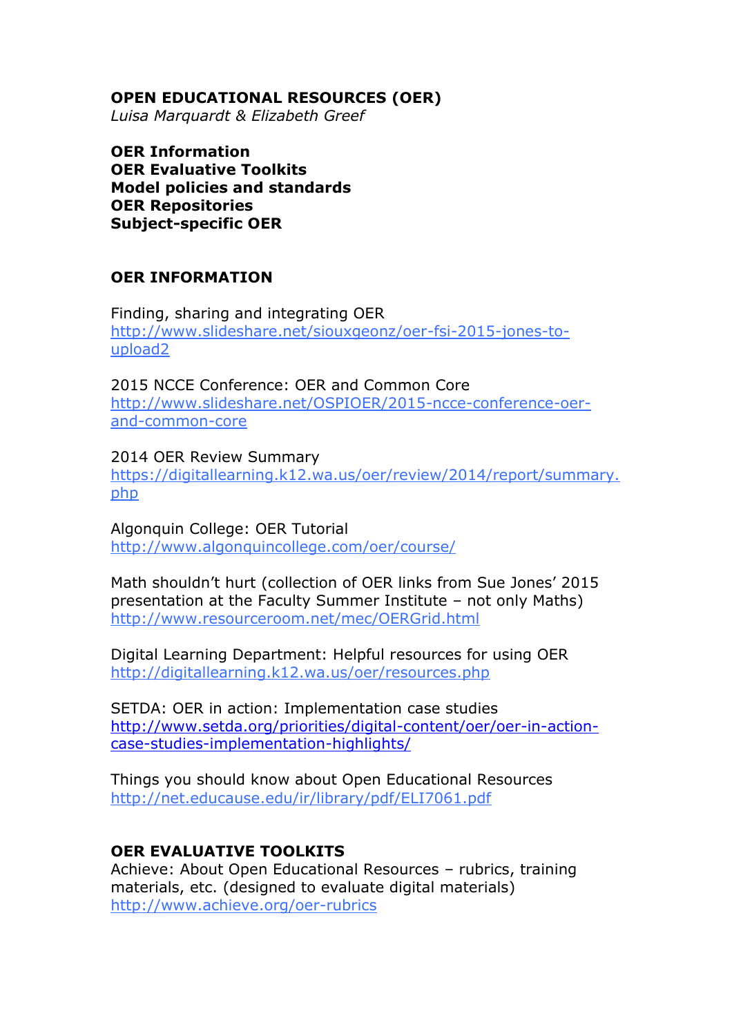# OPEN EDUCATIONAL RESOURCES (OER)

*Luisa Marquardt & Elizabeth Greef*

**OER Information**
**OER Evaluative Toolkits**
**Model policies and standards**
**OER Repositories**
**Subject-specific OER**

## OER INFORMATION

Finding, sharing and integrating OER
http://www.slideshare.net/siouxgeonz/oer-fsi-2015-jones-to-upload2

2015 NCCE Conference: OER and Common Core
http://www.slideshare.net/OSPIOER/2015-ncce-conference-oer-and-common-core

2014 OER Review Summary
https://digitallearning.k12.wa.us/oer/review/2014/report/summary.php

Algonquin College: OER Tutorial
http://www.algonquincollege.com/oer/course/

Math shouldn't hurt (collection of OER links from Sue Jones' 2015 presentation at the Faculty Summer Institute – not only Maths)
http://www.resourceroom.net/mec/OERGrid.html

Digital Learning Department: Helpful resources for using OER
http://digitallearning.k12.wa.us/oer/resources.php

SETDA: OER in action: Implementation case studies
http://www.setda.org/priorities/digital-content/oer/oer-in-action-case-studies-implementation-highlights/

Things you should know about Open Educational Resources
http://net.educause.edu/ir/library/pdf/ELI7061.pdf

## OER EVALUATIVE TOOLKITS

Achieve: About Open Educational Resources – rubrics, training materials, etc. (designed to evaluate digital materials)
http://www.achieve.org/oer-rubrics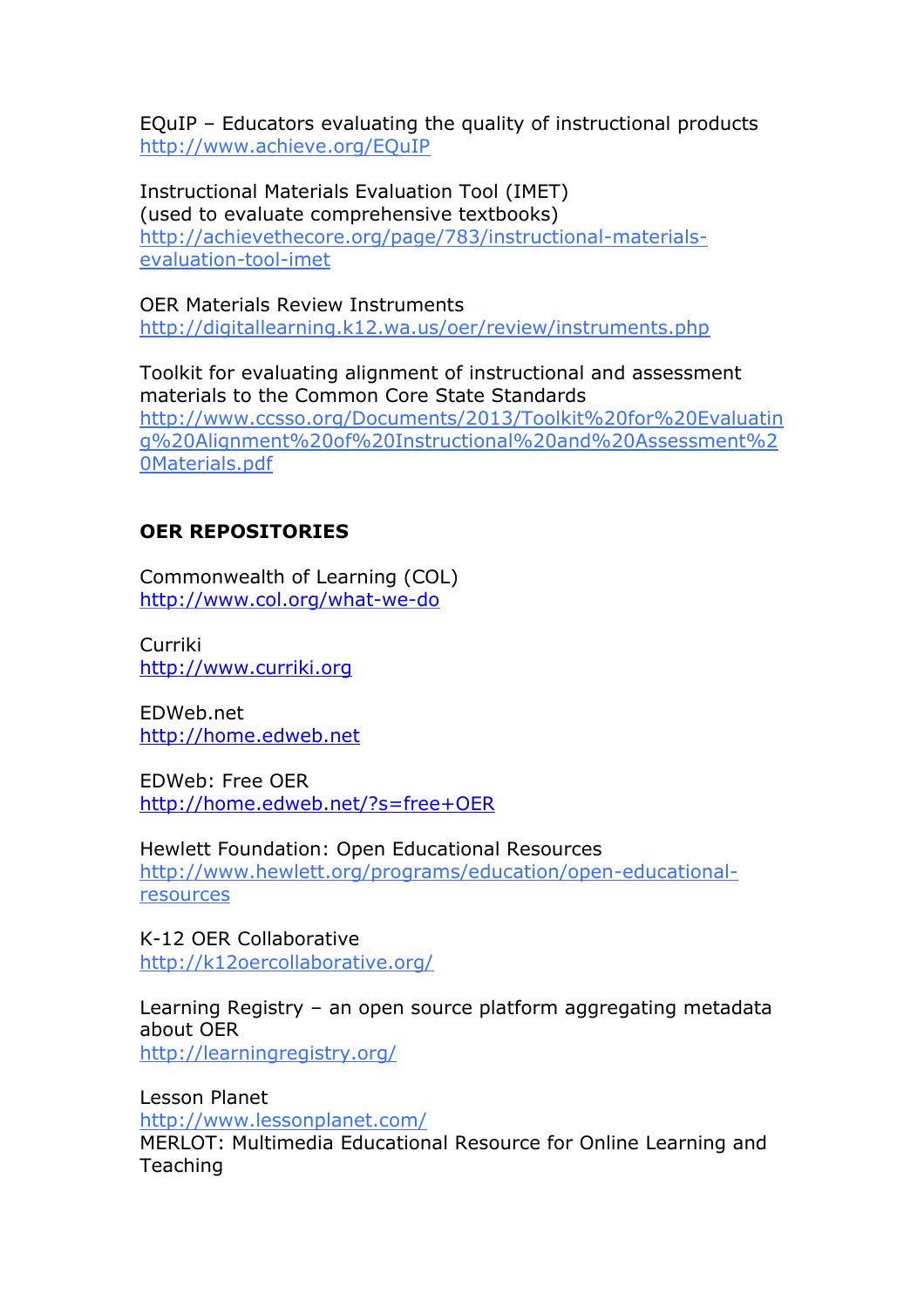EQuIP – Educators evaluating the quality of instructional products
http://www.achieve.org/EQuIP

Instructional Materials Evaluation Tool (IMET)
(used to evaluate comprehensive textbooks)
http://achievethecore.org/page/783/instructional-materials-evaluation-tool-imet

OER Materials Review Instruments
http://digitallearning.k12.wa.us/oer/review/instruments.php

Toolkit for evaluating alignment of instructional and assessment materials to the Common Core State Standards
http://www.ccsso.org/Documents/2013/Toolkit%20for%20Evaluating%20Alignment%20of%20Instructional%20and%20Assessment%20Materials.pdf

**OER REPOSITORIES**

Commonwealth of Learning (COL)
http://www.col.org/what-we-do

Curriki
http://www.curriki.org

EDWeb.net
http://home.edweb.net

EDWeb: Free OER
http://home.edweb.net/?s=free+OER

Hewlett Foundation: Open Educational Resources
http://www.hewlett.org/programs/education/open-educational-resources

K-12 OER Collaborative
http://k12oercollaborative.org/

Learning Registry – an open source platform aggregating metadata about OER
http://learningregistry.org/

Lesson Planet
http://www.lessonplanet.com/
MERLOT: Multimedia Educational Resource for Online Learning and Teaching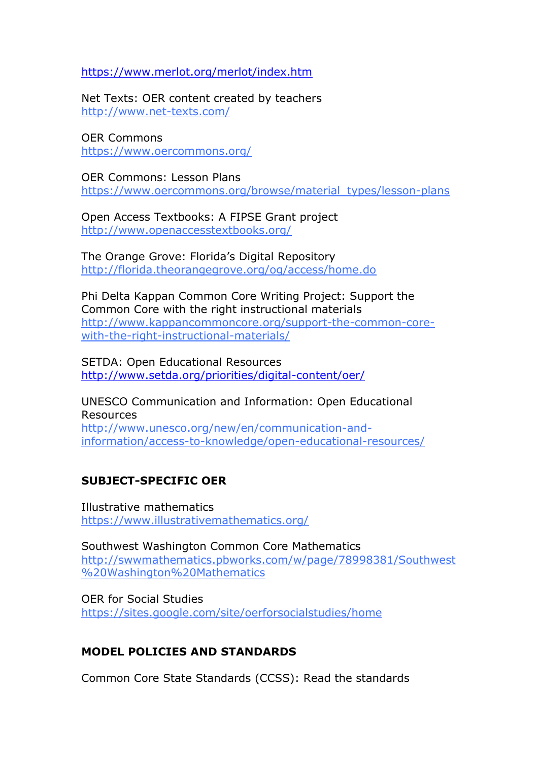https://www.merlot.org/merlot/index.htm

Net Texts: OER content created by teachers
http://www.net-texts.com/

OER Commons
https://www.oercommons.org/

OER Commons: Lesson Plans
https://www.oercommons.org/browse/material_types/lesson-plans

Open Access Textbooks: A FIPSE Grant project
http://www.openaccesstextbooks.org/

The Orange Grove: Florida's Digital Repository
http://florida.theorangegrove.org/og/access/home.do

Phi Delta Kappan Common Core Writing Project: Support the Common Core with the right instructional materials
http://www.kappancommoncore.org/support-the-common-core-with-the-right-instructional-materials/

SETDA: Open Educational Resources
http://www.setda.org/priorities/digital-content/oer/

UNESCO Communication and Information: Open Educational Resources
http://www.unesco.org/new/en/communication-and-information/access-to-knowledge/open-educational-resources/

## SUBJECT-SPECIFIC OER

Illustrative mathematics
https://www.illustrativemathematics.org/

Southwest Washington Common Core Mathematics
http://swwmathematics.pbworks.com/w/page/78998381/Southwest%20Washington%20Mathematics

OER for Social Studies
https://sites.google.com/site/oerforsocialstudies/home

## MODEL POLICIES AND STANDARDS

Common Core State Standards (CCSS): Read the standards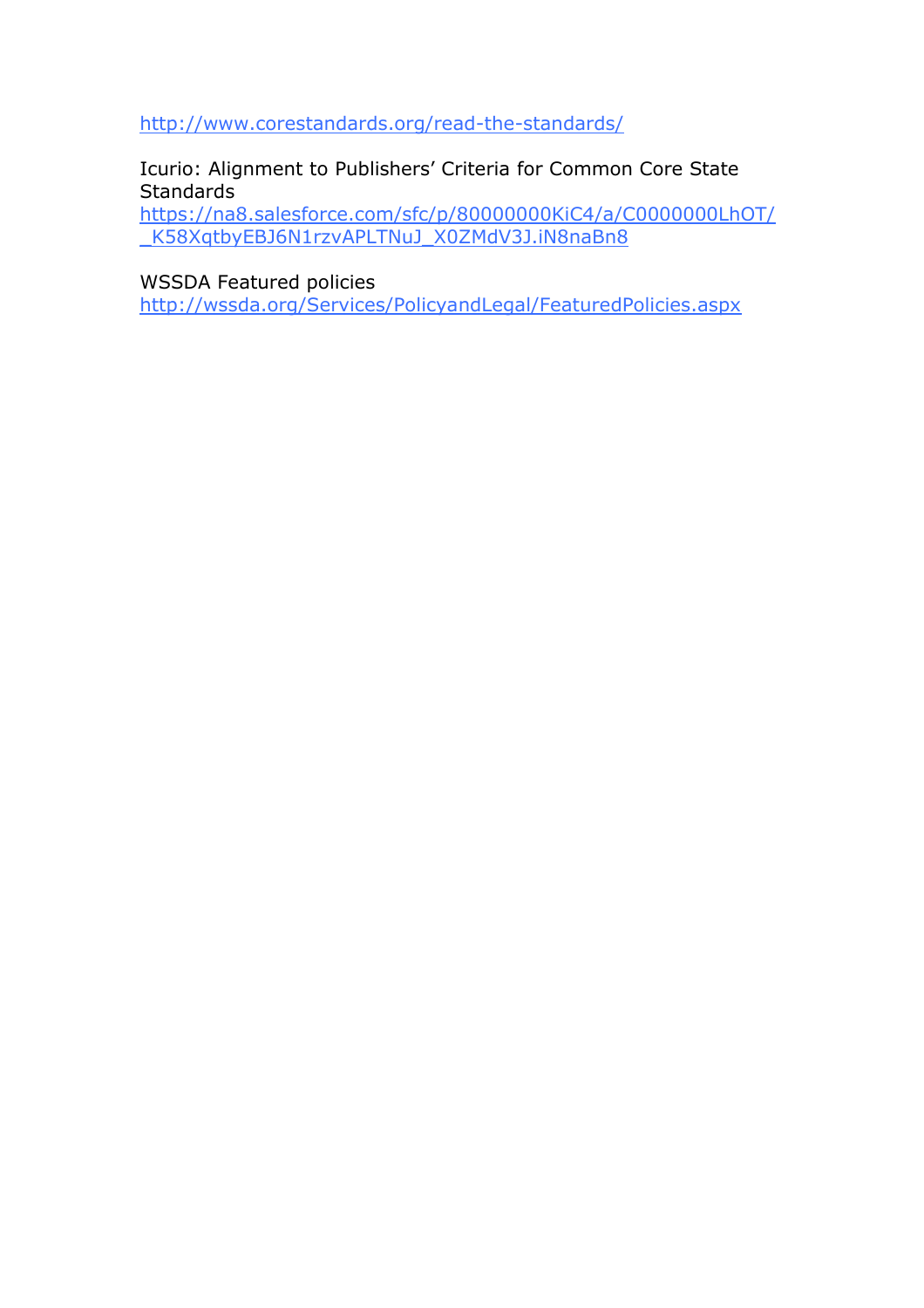http://www.corestandards.org/read-the-standards/

Icurio: Alignment to Publishers’ Criteria for Common Core State Standards
https://na8.salesforce.com/sfc/p/80000000KiC4/a/C0000000LhOT/_K58XqtbyEBJ6N1rzvAPLTNuJ_X0ZMdV3J.iN8naBn8

WSSDA Featured policies
http://wssda.org/Services/PolicyandLegal/FeaturedPolicies.aspx